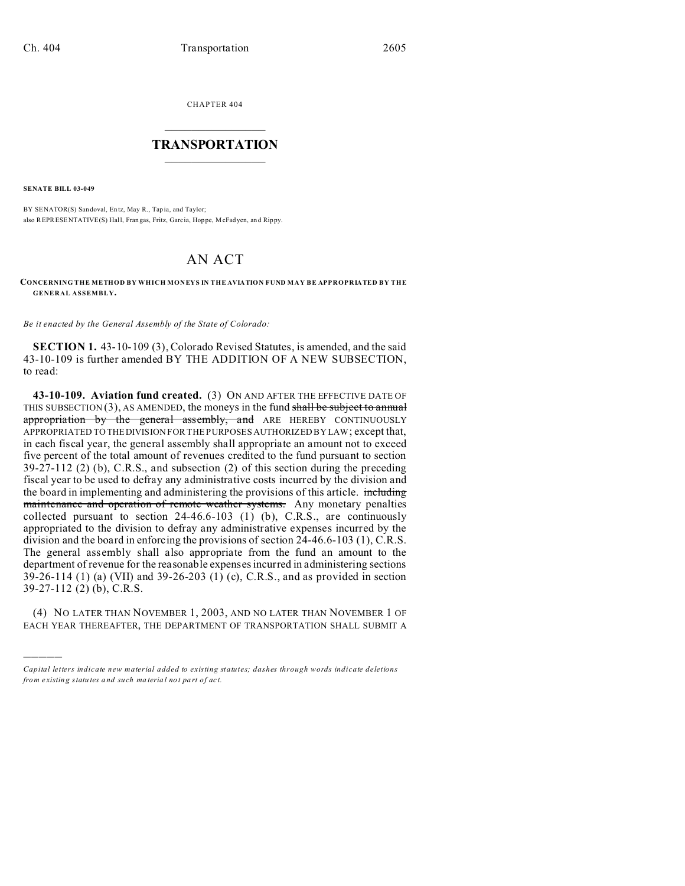CHAPTER 404

# TRANSPORTATION

**SENATE BILL 03-049**

BY SENATOR(S) Sandoval, Entz, May R., Tapia, and Taylor;
also REPRESENTATIVE(S) Hall, Frangas, Fritz, Garcia, Hoppe, McFadyen, and Rippy.

# AN ACT

**CONCERNING THE METHOD BY WHICH MONEYS IN THE AVIATION FUND MAY BE APPROPRIATED BY THE GENERAL ASSEMBLY.**

*Be it enacted by the General Assembly of the State of Colorado:*

**SECTION 1.** 43-10-109 (3), Colorado Revised Statutes, is amended, and the said 43-10-109 is further amended BY THE ADDITION OF A NEW SUBSECTION, to read:

**43-10-109. Aviation fund created.** (3) ON AND AFTER THE EFFECTIVE DATE OF THIS SUBSECTION (3), AS AMENDED, the moneys in the fund ~~shall be subject to annual appropriation by the general assembly, and~~ ARE HEREBY CONTINUOUSLY APPROPRIATED TO THE DIVISION FOR THE PURPOSES AUTHORIZED BY LAW; except that, in each fiscal year, the general assembly shall appropriate an amount not to exceed five percent of the total amount of revenues credited to the fund pursuant to section 39-27-112 (2) (b), C.R.S., and subsection (2) of this section during the preceding fiscal year to be used to defray any administrative costs incurred by the division and the board in implementing and administering the provisions of this article. ~~including maintenance and operation of remote weather systems.~~ Any monetary penalties collected pursuant to section 24-46.6-103 (1) (b), C.R.S., are continuously appropriated to the division to defray any administrative expenses incurred by the division and the board in enforcing the provisions of section 24-46.6-103 (1), C.R.S. The general assembly shall also appropriate from the fund an amount to the department of revenue for the reasonable expenses incurred in administering sections 39-26-114 (1) (a) (VII) and 39-26-203 (1) (c), C.R.S., and as provided in section 39-27-112 (2) (b), C.R.S.

(4) NO LATER THAN NOVEMBER 1, 2003, AND NO LATER THAN NOVEMBER 1 OF EACH YEAR THEREAFTER, THE DEPARTMENT OF TRANSPORTATION SHALL SUBMIT A

---

*Capital letters indicate new material added to existing statutes; dashes through words indicate deletions from existing statutes and such material not part of act.*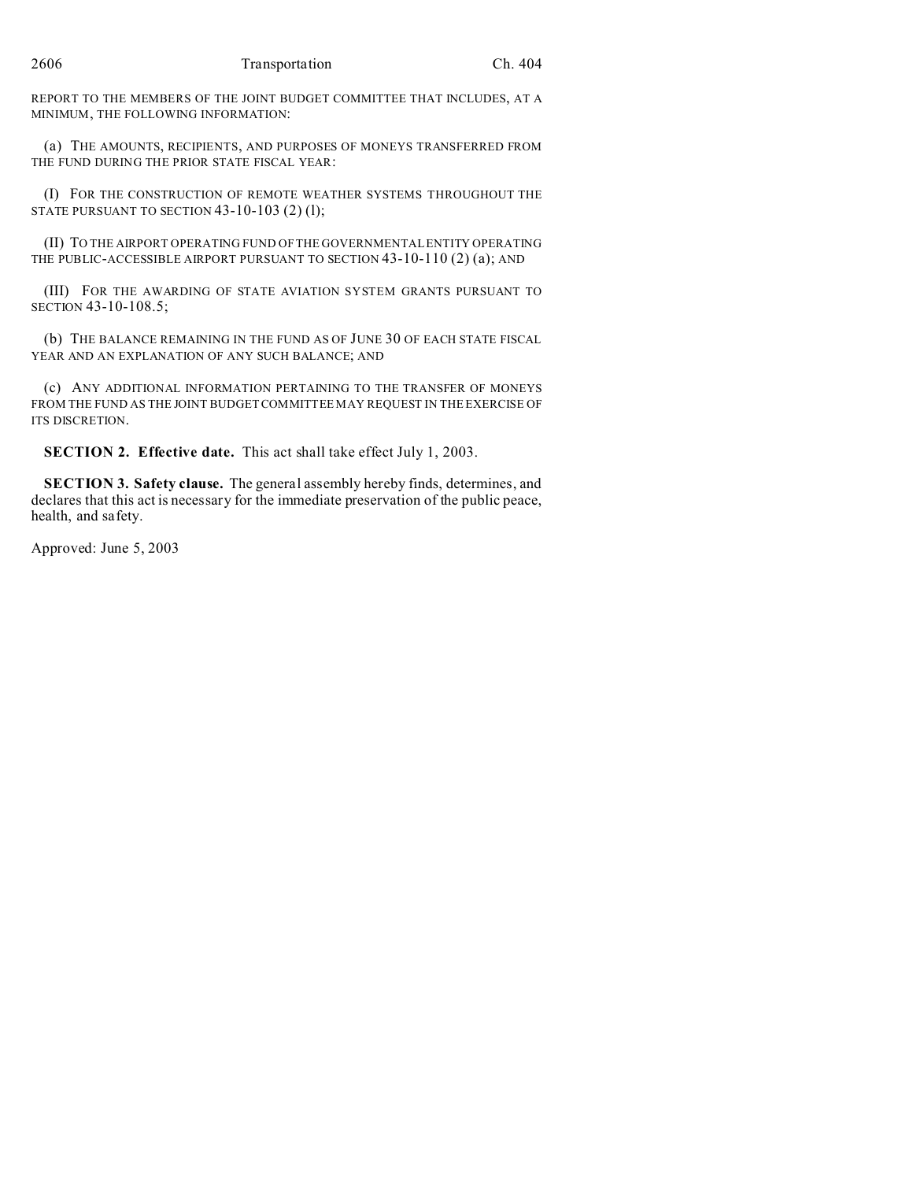REPORT TO THE MEMBERS OF THE JOINT BUDGET COMMITTEE THAT INCLUDES, AT A MINIMUM, THE FOLLOWING INFORMATION:

(a) THE AMOUNTS, RECIPIENTS, AND PURPOSES OF MONEYS TRANSFERRED FROM THE FUND DURING THE PRIOR STATE FISCAL YEAR:

(I) FOR THE CONSTRUCTION OF REMOTE WEATHER SYSTEMS THROUGHOUT THE STATE PURSUANT TO SECTION 43-10-103 (2) (l);

(II) TO THE AIRPORT OPERATING FUND OF THE GOVERNMENTAL ENTITY OPERATING THE PUBLIC-ACCESSIBLE AIRPORT PURSUANT TO SECTION 43-10-110 (2) (a); AND

(III) FOR THE AWARDING OF STATE AVIATION SYSTEM GRANTS PURSUANT TO SECTION 43-10-108.5;

(b) THE BALANCE REMAINING IN THE FUND AS OF JUNE 30 OF EACH STATE FISCAL YEAR AND AN EXPLANATION OF ANY SUCH BALANCE; AND

(c) ANY ADDITIONAL INFORMATION PERTAINING TO THE TRANSFER OF MONEYS FROM THE FUND AS THE JOINT BUDGET COMMITTEE MAY REQUEST IN THE EXERCISE OF ITS DISCRETION.

**SECTION 2. Effective date.** This act shall take effect July 1, 2003.

**SECTION 3. Safety clause.** The general assembly hereby finds, determines, and declares that this act is necessary for the immediate preservation of the public peace, health, and safety.

Approved: June 5, 2003